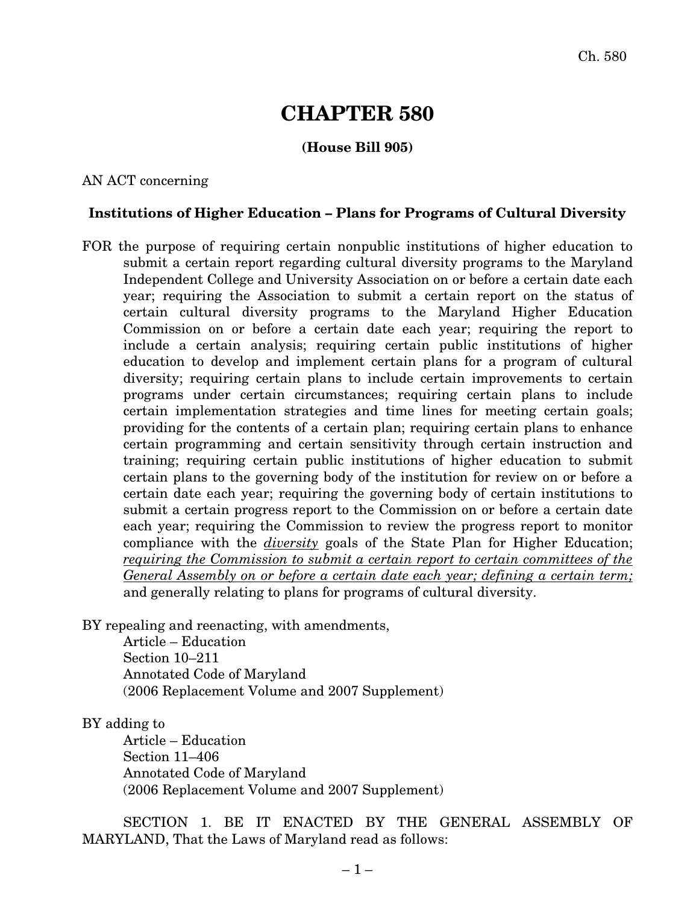# CHAPTER 580

**(House Bill 905)**

AN ACT concerning

**Institutions of Higher Education – Plans for Programs of Cultural Diversity**

FOR the purpose of requiring certain nonpublic institutions of higher education to submit a certain report regarding cultural diversity programs to the Maryland Independent College and University Association on or before a certain date each year; requiring the Association to submit a certain report on the status of certain cultural diversity programs to the Maryland Higher Education Commission on or before a certain date each year; requiring the report to include a certain analysis; requiring certain public institutions of higher education to develop and implement certain plans for a program of cultural diversity; requiring certain plans to include certain improvements to certain programs under certain circumstances; requiring certain plans to include certain implementation strategies and time lines for meeting certain goals; providing for the contents of a certain plan; requiring certain plans to enhance certain programming and certain sensitivity through certain instruction and training; requiring certain public institutions of higher education to submit certain plans to the governing body of the institution for review on or before a certain date each year; requiring the governing body of certain institutions to submit a certain progress report to the Commission on or before a certain date each year; requiring the Commission to review the progress report to monitor compliance with the *diversity* goals of the State Plan for Higher Education; *requiring the Commission to submit a certain report to certain committees of the General Assembly on or before a certain date each year; defining a certain term;* and generally relating to plans for programs of cultural diversity.

BY repealing and reenacting, with amendments,
Article – Education
Section 10–211
Annotated Code of Maryland
(2006 Replacement Volume and 2007 Supplement)

BY adding to
Article – Education
Section 11–406
Annotated Code of Maryland
(2006 Replacement Volume and 2007 Supplement)

SECTION 1. BE IT ENACTED BY THE GENERAL ASSEMBLY OF MARYLAND, That the Laws of Maryland read as follows: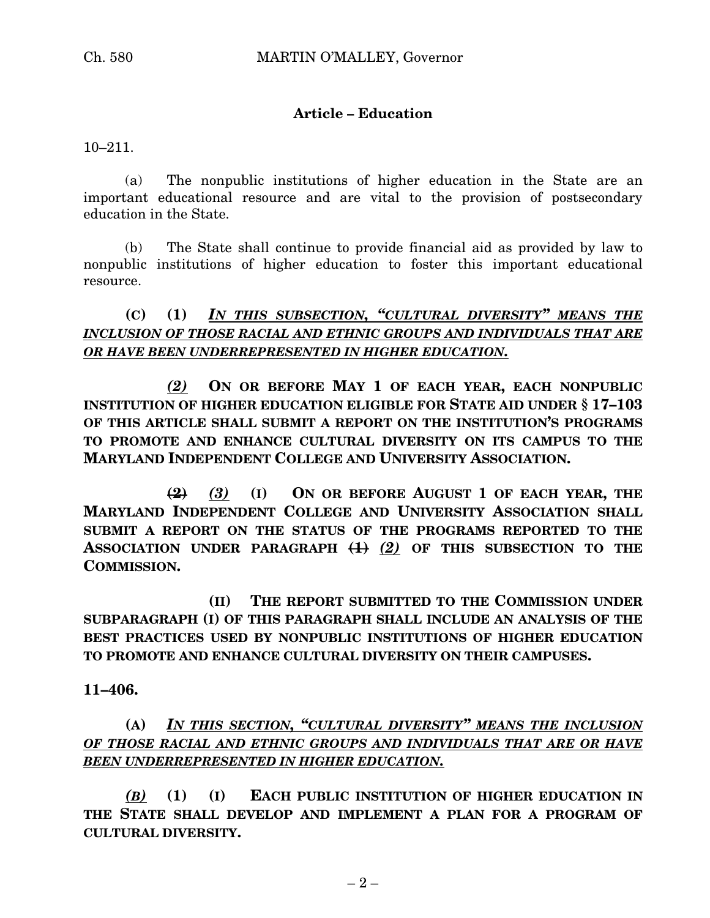### Article – Education

10–211.

(a) The nonpublic institutions of higher education in the State are an important educational resource and are vital to the provision of postsecondary education in the State.

(b) The State shall continue to provide financial aid as provided by law to nonpublic institutions of higher education to foster this important educational resource.

**(C) (1)** ***IN THIS SUBSECTION, "CULTURAL DIVERSITY" MEANS THE INCLUSION OF THOSE RACIAL AND ETHNIC GROUPS AND INDIVIDUALS THAT ARE OR HAVE BEEN UNDERREPRESENTED IN HIGHER EDUCATION.***

***(2)*** **ON OR BEFORE MAY 1 OF EACH YEAR, EACH NONPUBLIC INSTITUTION OF HIGHER EDUCATION ELIGIBLE FOR STATE AID UNDER § 17–103 OF THIS ARTICLE SHALL SUBMIT A REPORT ON THE INSTITUTION'S PROGRAMS TO PROMOTE AND ENHANCE CULTURAL DIVERSITY ON ITS CAMPUS TO THE MARYLAND INDEPENDENT COLLEGE AND UNIVERSITY ASSOCIATION.**

~~**(2)**~~ ***(3)*** **(I) ON OR BEFORE AUGUST 1 OF EACH YEAR, THE MARYLAND INDEPENDENT COLLEGE AND UNIVERSITY ASSOCIATION SHALL SUBMIT A REPORT ON THE STATUS OF THE PROGRAMS REPORTED TO THE ASSOCIATION UNDER PARAGRAPH** ~~**(1)**~~ ***(2)*** **OF THIS SUBSECTION TO THE COMMISSION.**

**(II) THE REPORT SUBMITTED TO THE COMMISSION UNDER SUBPARAGRAPH (I) OF THIS PARAGRAPH SHALL INCLUDE AN ANALYSIS OF THE BEST PRACTICES USED BY NONPUBLIC INSTITUTIONS OF HIGHER EDUCATION TO PROMOTE AND ENHANCE CULTURAL DIVERSITY ON THEIR CAMPUSES.**

**11–406.**

**(A)** ***IN THIS SECTION, "CULTURAL DIVERSITY" MEANS THE INCLUSION OF THOSE RACIAL AND ETHNIC GROUPS AND INDIVIDUALS THAT ARE OR HAVE BEEN UNDERREPRESENTED IN HIGHER EDUCATION.***

***(B)*** **(1) (I) EACH PUBLIC INSTITUTION OF HIGHER EDUCATION IN THE STATE SHALL DEVELOP AND IMPLEMENT A PLAN FOR A PROGRAM OF CULTURAL DIVERSITY.**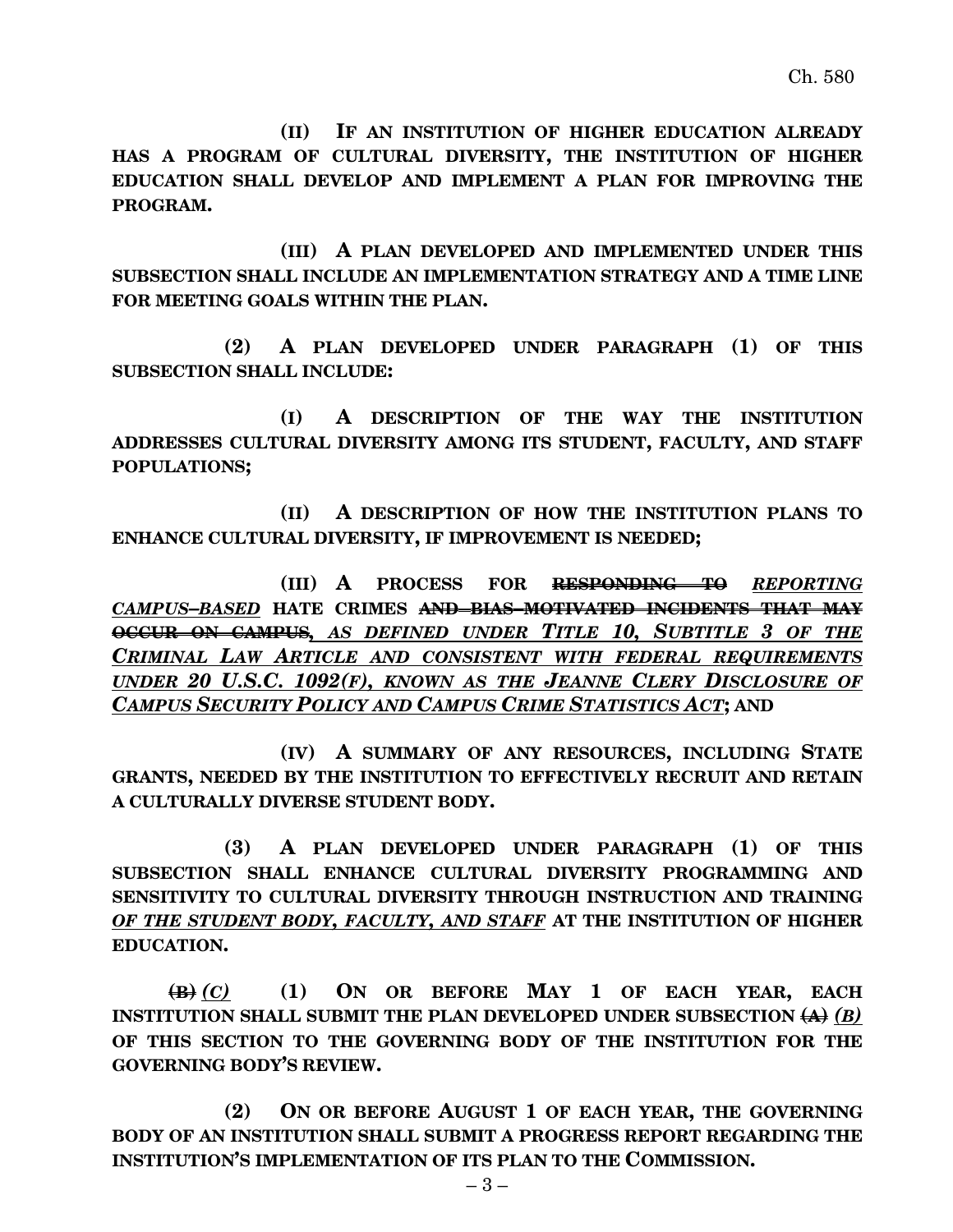**(II) IF AN INSTITUTION OF HIGHER EDUCATION ALREADY HAS A PROGRAM OF CULTURAL DIVERSITY, THE INSTITUTION OF HIGHER EDUCATION SHALL DEVELOP AND IMPLEMENT A PLAN FOR IMPROVING THE PROGRAM.**

**(III) A PLAN DEVELOPED AND IMPLEMENTED UNDER THIS SUBSECTION SHALL INCLUDE AN IMPLEMENTATION STRATEGY AND A TIME LINE FOR MEETING GOALS WITHIN THE PLAN.**

**(2) A PLAN DEVELOPED UNDER PARAGRAPH (1) OF THIS SUBSECTION SHALL INCLUDE:**

**(I) A DESCRIPTION OF THE WAY THE INSTITUTION ADDRESSES CULTURAL DIVERSITY AMONG ITS STUDENT, FACULTY, AND STAFF POPULATIONS;**

**(II) A DESCRIPTION OF HOW THE INSTITUTION PLANS TO ENHANCE CULTURAL DIVERSITY, IF IMPROVEMENT IS NEEDED;**

**(III) A PROCESS FOR ~~RESPONDING TO~~** *REPORTING CAMPUS–BASED* **HATE CRIMES ~~AND BIAS–MOTIVATED INCIDENTS THAT MAY OCCUR ON CAMPUS~~,** *AS DEFINED UNDER TITLE 10, SUBTITLE 3 OF THE CRIMINAL LAW ARTICLE AND CONSISTENT WITH FEDERAL REQUIREMENTS UNDER 20 U.S.C. 1092(F), KNOWN AS THE JEANNE CLERY DISCLOSURE OF CAMPUS SECURITY POLICY AND CAMPUS CRIME STATISTICS ACT***; AND**

**(IV) A SUMMARY OF ANY RESOURCES, INCLUDING STATE GRANTS, NEEDED BY THE INSTITUTION TO EFFECTIVELY RECRUIT AND RETAIN A CULTURALLY DIVERSE STUDENT BODY.**

**(3) A PLAN DEVELOPED UNDER PARAGRAPH (1) OF THIS SUBSECTION SHALL ENHANCE CULTURAL DIVERSITY PROGRAMMING AND SENSITIVITY TO CULTURAL DIVERSITY THROUGH INSTRUCTION AND TRAINING** *OF THE STUDENT BODY, FACULTY, AND STAFF* **AT THE INSTITUTION OF HIGHER EDUCATION.**

~~**(B)**~~ *(C)* **(1) ON OR BEFORE MAY 1 OF EACH YEAR, EACH INSTITUTION SHALL SUBMIT THE PLAN DEVELOPED UNDER SUBSECTION ~~(A)~~** *(B)* **OF THIS SECTION TO THE GOVERNING BODY OF THE INSTITUTION FOR THE GOVERNING BODY'S REVIEW.**

**(2) ON OR BEFORE AUGUST 1 OF EACH YEAR, THE GOVERNING BODY OF AN INSTITUTION SHALL SUBMIT A PROGRESS REPORT REGARDING THE INSTITUTION'S IMPLEMENTATION OF ITS PLAN TO THE COMMISSION.**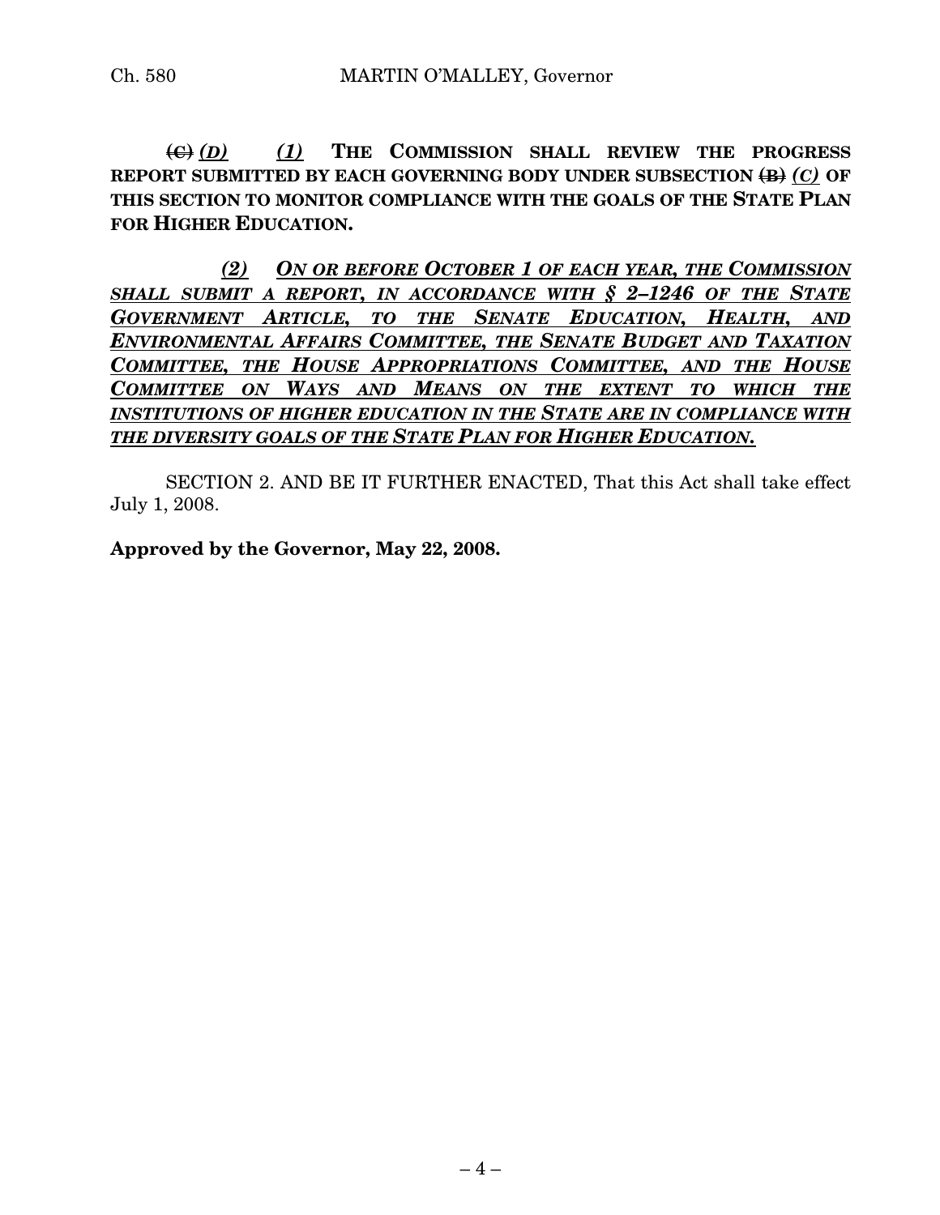~~(C)~~ *(D)* *(1)* **THE COMMISSION SHALL REVIEW THE PROGRESS REPORT SUBMITTED BY EACH GOVERNING BODY UNDER SUBSECTION ~~(B)~~ *(C)* OF THIS SECTION TO MONITOR COMPLIANCE WITH THE GOALS OF THE STATE PLAN FOR HIGHER EDUCATION.**

*(2) ON OR BEFORE OCTOBER 1 OF EACH YEAR, THE COMMISSION SHALL SUBMIT A REPORT, IN ACCORDANCE WITH § 2–1246 OF THE STATE GOVERNMENT ARTICLE, TO THE SENATE EDUCATION, HEALTH, AND ENVIRONMENTAL AFFAIRS COMMITTEE, THE SENATE BUDGET AND TAXATION COMMITTEE, THE HOUSE APPROPRIATIONS COMMITTEE, AND THE HOUSE COMMITTEE ON WAYS AND MEANS ON THE EXTENT TO WHICH THE INSTITUTIONS OF HIGHER EDUCATION IN THE STATE ARE IN COMPLIANCE WITH THE DIVERSITY GOALS OF THE STATE PLAN FOR HIGHER EDUCATION.*

SECTION 2. AND BE IT FURTHER ENACTED, That this Act shall take effect July 1, 2008.

**Approved by the Governor, May 22, 2008.**